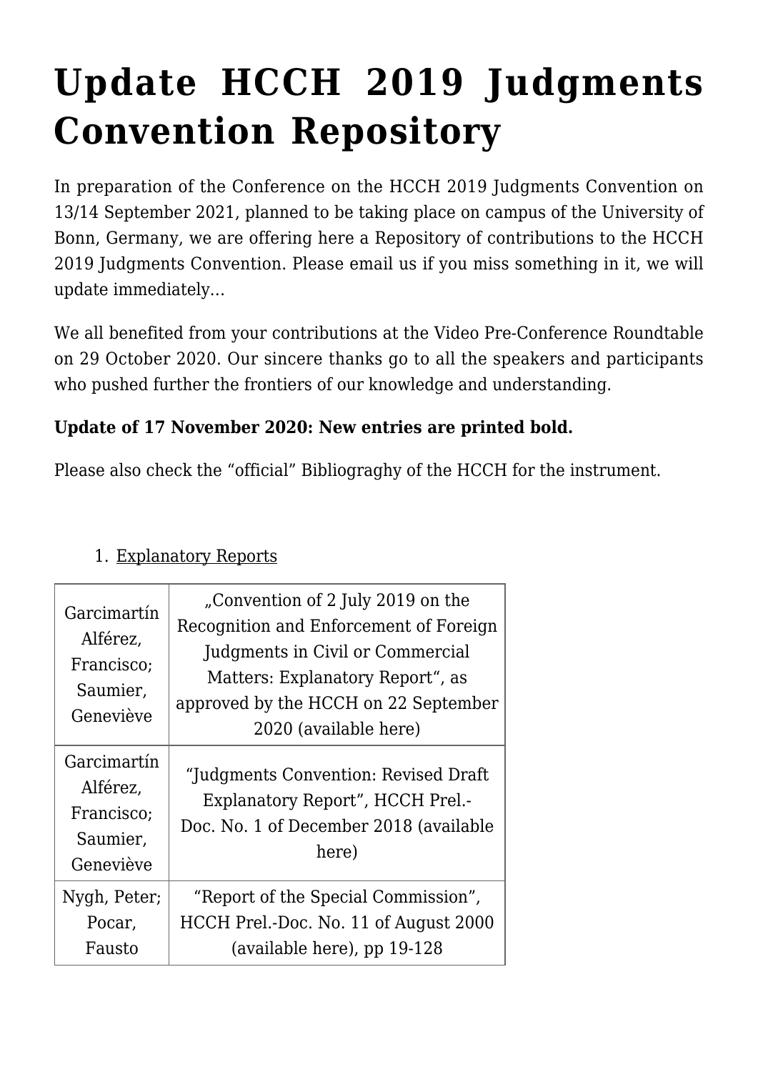# Update HCCH 2019 Judgments Convention Repository

In preparation of the Conference on the HCCH 2019 Judgments Convention on 13/14 September 2021, planned to be taking place on campus of the University of Bonn, Germany, we are offering here a Repository of contributions to the HCCH 2019 Judgments Convention. Please email us if you miss something in it, we will update immediately…

We all benefited from your contributions at the Video Pre-Conference Roundtable on 29 October 2020. Our sincere thanks go to all the speakers and participants who pushed further the frontiers of our knowledge and understanding.

**Update of 17 November 2020: New entries are printed bold.**

Please also check the "official" Bibliograghy of the HCCH for the instrument.

1. Explanatory Reports

| | |
|---|---|
| Garcimartín Alférez, Francisco; Saumier, Geneviève | „Convention of 2 July 2019 on the Recognition and Enforcement of Foreign Judgments in Civil or Commercial Matters: Explanatory Report", as approved by the HCCH on 22 September 2020 (available here) |
| Garcimartín Alférez, Francisco; Saumier, Geneviève | "Judgments Convention: Revised Draft Explanatory Report", HCCH Prel.-Doc. No. 1 of December 2018 (available here) |
| Nygh, Peter; Pocar, Fausto | "Report of the Special Commission", HCCH Prel.-Doc. No. 11 of August 2000 (available here), pp 19-128 |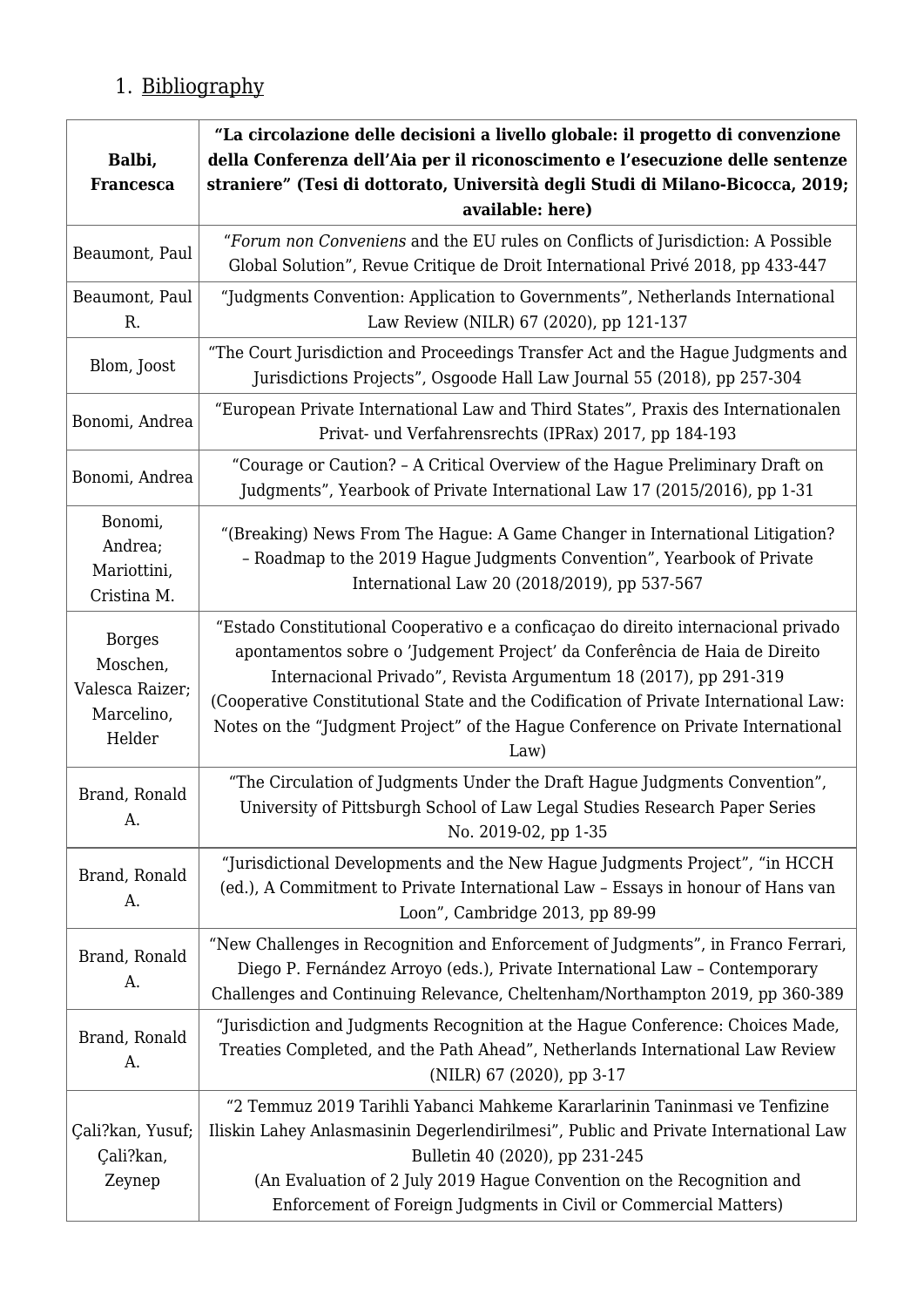1. Bibliography

| **Balbi, Francesca** | **"La circolazione delle decisioni a livello globale: il progetto di convenzione della Conferenza dell'Aia per il riconoscimento e l'esecuzione delle sentenze straniere" (Tesi di dottorato, Università degli Studi di Milano-Bicocca, 2019; available: here)** |
|---|---|
| Beaumont, Paul | "*Forum non Conveniens* and the EU rules on Conflicts of Jurisdiction: A Possible Global Solution", Revue Critique de Droit International Privé 2018, pp 433-447 |
| Beaumont, Paul R. | "Judgments Convention: Application to Governments", Netherlands International Law Review (NILR) 67 (2020), pp 121-137 |
| Blom, Joost | "The Court Jurisdiction and Proceedings Transfer Act and the Hague Judgments and Jurisdictions Projects", Osgoode Hall Law Journal 55 (2018), pp 257-304 |
| Bonomi, Andrea | "European Private International Law and Third States", Praxis des Internationalen Privat- und Verfahrensrechts (IPRax) 2017, pp 184-193 |
| Bonomi, Andrea | "Courage or Caution? – A Critical Overview of the Hague Preliminary Draft on Judgments", Yearbook of Private International Law 17 (2015/2016), pp 1-31 |
| Bonomi, Andrea; Mariottini, Cristina M. | "(Breaking) News From The Hague: A Game Changer in International Litigation? – Roadmap to the 2019 Hague Judgments Convention", Yearbook of Private International Law 20 (2018/2019), pp 537-567 |
| Borges Moschen, Valesca Raizer; Marcelino, Helder | "Estado Constitutional Cooperativo e a conficaçao do direito internacional privado apontamentos sobre o 'Judgement Project' da Conferência de Haia de Direito Internacional Privado", Revista Argumentum 18 (2017), pp 291-319 (Cooperative Constitutional State and the Codification of Private International Law: Notes on the "Judgment Project" of the Hague Conference on Private International Law) |
| Brand, Ronald A. | "The Circulation of Judgments Under the Draft Hague Judgments Convention", University of Pittsburgh School of Law Legal Studies Research Paper Series No. 2019-02, pp 1-35 |
| Brand, Ronald A. | "Jurisdictional Developments and the New Hague Judgments Project", "in HCCH (ed.), A Commitment to Private International Law – Essays in honour of Hans van Loon", Cambridge 2013, pp 89-99 |
| Brand, Ronald A. | "New Challenges in Recognition and Enforcement of Judgments", in Franco Ferrari, Diego P. Fernández Arroyo (eds.), Private International Law – Contemporary Challenges and Continuing Relevance, Cheltenham/Northampton 2019, pp 360-389 |
| Brand, Ronald A. | "Jurisdiction and Judgments Recognition at the Hague Conference: Choices Made, Treaties Completed, and the Path Ahead", Netherlands International Law Review (NILR) 67 (2020), pp 3-17 |
| Çali?kan, Yusuf; Çali?kan, Zeynep | "2 Temmuz 2019 Tarihli Yabanci Mahkeme Kararlarinin Taninmasi ve Tenfizine Iliskin Lahey Anlasmasinin Degerlendirilmesi", Public and Private International Law Bulletin 40 (2020), pp 231-245 (An Evaluation of 2 July 2019 Hague Convention on the Recognition and Enforcement of Foreign Judgments in Civil or Commercial Matters) |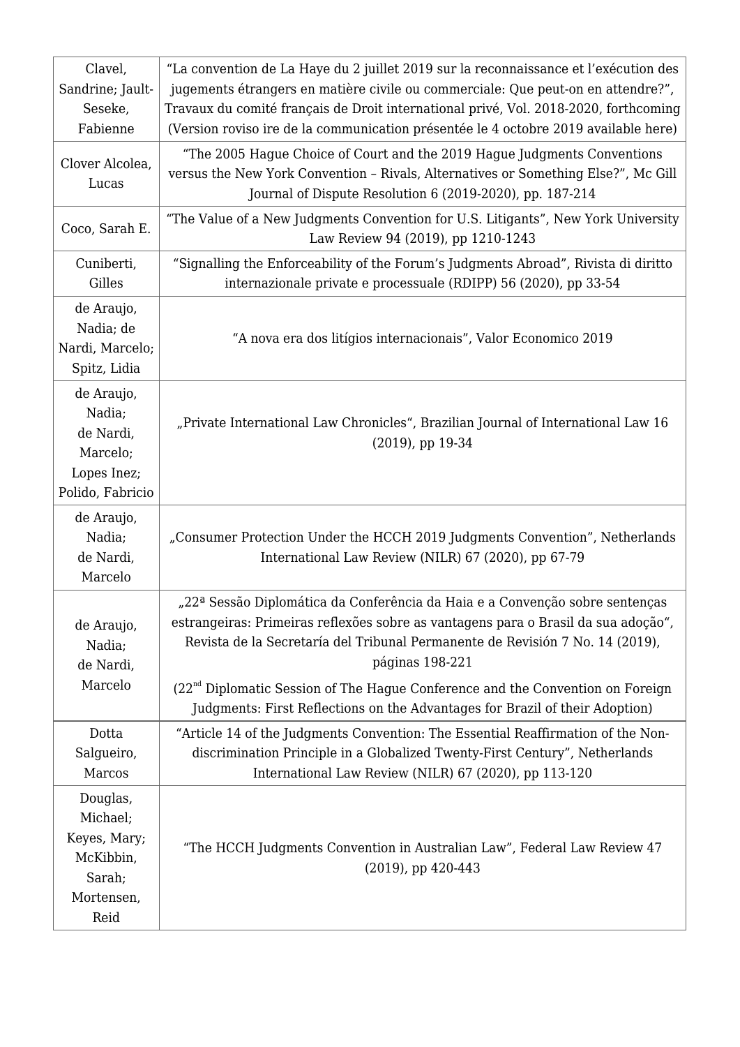| | |
|---|---|
| Clavel, Sandrine; Jault-Seseke, Fabienne | "La convention de La Haye du 2 juillet 2019 sur la reconnaissance et l'exécution des jugements étrangers en matière civile ou commerciale: Que peut-on en attendre?", Travaux du comité français de Droit international privé, Vol. 2018-2020, forthcoming (Version roviso ire de la communication présentée le 4 octobre 2019 available here) |
| Clover Alcolea, Lucas | "The 2005 Hague Choice of Court and the 2019 Hague Judgments Conventions versus the New York Convention – Rivals, Alternatives or Something Else?", Mc Gill Journal of Dispute Resolution 6 (2019-2020), pp. 187-214 |
| Coco, Sarah E. | "The Value of a New Judgments Convention for U.S. Litigants", New York University Law Review 94 (2019), pp 1210-1243 |
| Cuniberti, Gilles | "Signalling the Enforceability of the Forum's Judgments Abroad", Rivista di diritto internazionale private e processuale (RDIPP) 56 (2020), pp 33-54 |
| de Araujo, Nadia; de Nardi, Marcelo; Spitz, Lidia | "A nova era dos litígios internacionais", Valor Economico 2019 |
| de Araujo, Nadia; de Nardi, Marcelo; Lopes Inez; Polido, Fabricio | „Private International Law Chronicles", Brazilian Journal of International Law 16 (2019), pp 19-34 |
| de Araujo, Nadia; de Nardi, Marcelo | „Consumer Protection Under the HCCH 2019 Judgments Convention", Netherlands International Law Review (NILR) 67 (2020), pp 67-79 |
| de Araujo, Nadia; de Nardi, Marcelo | „22ª Sessão Diplomática da Conferência da Haia e a Convenção sobre sentenças estrangeiras: Primeiras reflexões sobre as vantagens para o Brasil da sua adoção", Revista de la Secretaría del Tribunal Permanente de Revisión 7 No. 14 (2019), páginas 198-221<br><br>(22nd Diplomatic Session of The Hague Conference and the Convention on Foreign Judgments: First Reflections on the Advantages for Brazil of their Adoption) |
| Dotta Salgueiro, Marcos | "Article 14 of the Judgments Convention: The Essential Reaffirmation of the Non-discrimination Principle in a Globalized Twenty-First Century", Netherlands International Law Review (NILR) 67 (2020), pp 113-120 |
| Douglas, Michael; Keyes, Mary; McKibbin, Sarah; Mortensen, Reid | "The HCCH Judgments Convention in Australian Law", Federal Law Review 47 (2019), pp 420-443 |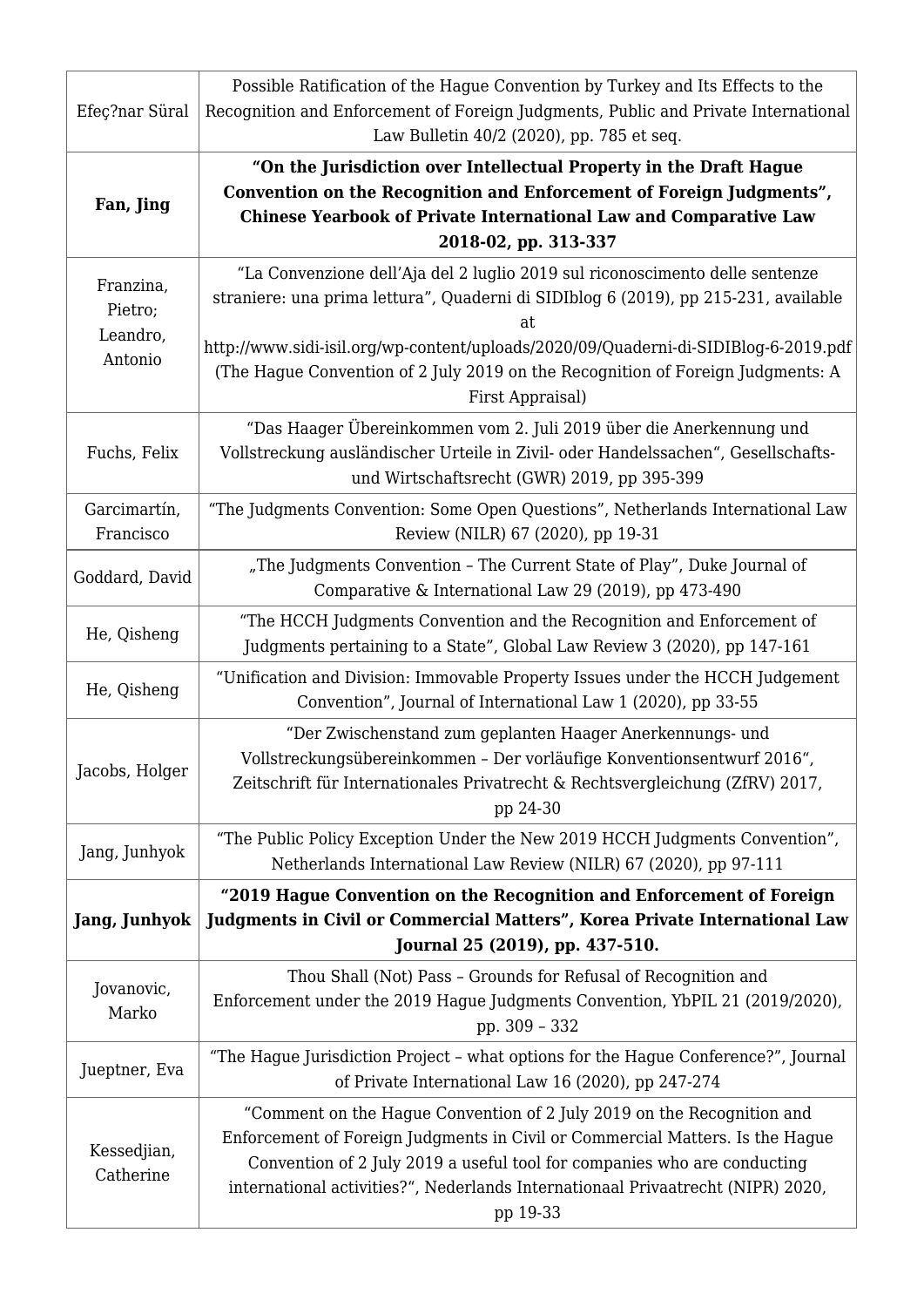| | |
|---|---|
| Efeç?nar Süral | Possible Ratification of the Hague Convention by Turkey and Its Effects to the Recognition and Enforcement of Foreign Judgments, Public and Private International Law Bulletin 40/2 (2020), pp. 785 et seq. |
| **Fan, Jing** | **"On the Jurisdiction over Intellectual Property in the Draft Hague Convention on the Recognition and Enforcement of Foreign Judgments", Chinese Yearbook of Private International Law and Comparative Law 2018-02, pp. 313-337** |
| Franzina, Pietro; Leandro, Antonio | "La Convenzione dell'Aja del 2 luglio 2019 sul riconoscimento delle sentenze straniere: una prima lettura", Quaderni di SIDIblog 6 (2019), pp 215-231, available at http://www.sidi-isil.org/wp-content/uploads/2020/09/Quaderni-di-SIDIBlog-6-2019.pdf (The Hague Convention of 2 July 2019 on the Recognition of Foreign Judgments: A First Appraisal) |
| Fuchs, Felix | "Das Haager Übereinkommen vom 2. Juli 2019 über die Anerkennung und Vollstreckung ausländischer Urteile in Zivil- oder Handelssachen", Gesellschafts- und Wirtschaftsrecht (GWR) 2019, pp 395-399 |
| Garcimartín, Francisco | "The Judgments Convention: Some Open Questions", Netherlands International Law Review (NILR) 67 (2020), pp 19-31 |
| Goddard, David | „The Judgments Convention – The Current State of Play", Duke Journal of Comparative & International Law 29 (2019), pp 473-490 |
| He, Qisheng | "The HCCH Judgments Convention and the Recognition and Enforcement of Judgments pertaining to a State", Global Law Review 3 (2020), pp 147-161 |
| He, Qisheng | "Unification and Division: Immovable Property Issues under the HCCH Judgement Convention", Journal of International Law 1 (2020), pp 33-55 |
| Jacobs, Holger | "Der Zwischenstand zum geplanten Haager Anerkennungs- und Vollstreckungsübereinkommen – Der vorläufige Konventionsentwurf 2016", Zeitschrift für Internationales Privatrecht & Rechtsvergleichung (ZfRV) 2017, pp 24-30 |
| Jang, Junhyok | "The Public Policy Exception Under the New 2019 HCCH Judgments Convention", Netherlands International Law Review (NILR) 67 (2020), pp 97-111 |
| **Jang, Junhyok** | **"2019 Hague Convention on the Recognition and Enforcement of Foreign Judgments in Civil or Commercial Matters", Korea Private International Law Journal 25 (2019), pp. 437-510.** |
| Jovanovic, Marko | Thou Shall (Not) Pass – Grounds for Refusal of Recognition and Enforcement under the 2019 Hague Judgments Convention, YbPIL 21 (2019/2020), pp. 309 – 332 |
| Jueptner, Eva | "The Hague Jurisdiction Project – what options for the Hague Conference?", Journal of Private International Law 16 (2020), pp 247-274 |
| Kessedjian, Catherine | "Comment on the Hague Convention of 2 July 2019 on the Recognition and Enforcement of Foreign Judgments in Civil or Commercial Matters. Is the Hague Convention of 2 July 2019 a useful tool for companies who are conducting international activities?", Nederlands Internationaal Privaatrecht (NIPR) 2020, pp 19-33 |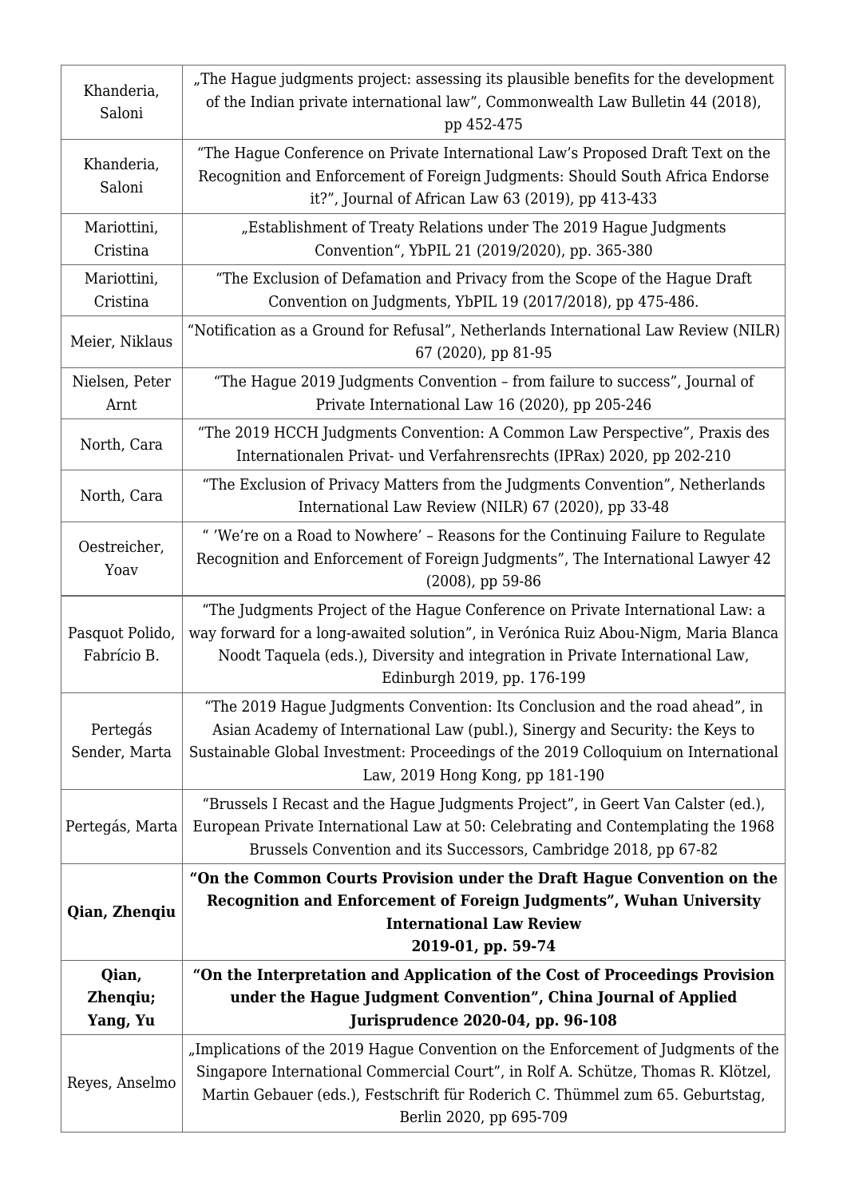| | |
|---|---|
| Khanderia, Saloni | „The Hague judgments project: assessing its plausible benefits for the development of the Indian private international law", Commonwealth Law Bulletin 44 (2018), pp 452-475 |
| Khanderia, Saloni | "The Hague Conference on Private International Law's Proposed Draft Text on the Recognition and Enforcement of Foreign Judgments: Should South Africa Endorse it?", Journal of African Law 63 (2019), pp 413-433 |
| Mariottini, Cristina | „Establishment of Treaty Relations under The 2019 Hague Judgments Convention", YbPIL 21 (2019/2020), pp. 365-380 |
| Mariottini, Cristina | "The Exclusion of Defamation and Privacy from the Scope of the Hague Draft Convention on Judgments, YbPIL 19 (2017/2018), pp 475-486. |
| Meier, Niklaus | "Notification as a Ground for Refusal", Netherlands International Law Review (NILR) 67 (2020), pp 81-95 |
| Nielsen, Peter Arnt | "The Hague 2019 Judgments Convention – from failure to success", Journal of Private International Law 16 (2020), pp 205-246 |
| North, Cara | "The 2019 HCCH Judgments Convention: A Common Law Perspective", Praxis des Internationalen Privat- und Verfahrensrechts (IPRax) 2020, pp 202-210 |
| North, Cara | "The Exclusion of Privacy Matters from the Judgments Convention", Netherlands International Law Review (NILR) 67 (2020), pp 33-48 |
| Oestreicher, Yoav | " 'We're on a Road to Nowhere' – Reasons for the Continuing Failure to Regulate Recognition and Enforcement of Foreign Judgments", The International Lawyer 42 (2008), pp 59-86 |
| Pasquot Polido, Fabrício B. | "The Judgments Project of the Hague Conference on Private International Law: a way forward for a long-awaited solution", in Verónica Ruiz Abou-Nigm, Maria Blanca Noodt Taquela (eds.), Diversity and integration in Private International Law, Edinburgh 2019, pp. 176-199 |
| Pertegás Sender, Marta | "The 2019 Hague Judgments Convention: Its Conclusion and the road ahead", in Asian Academy of International Law (publ.), Sinergy and Security: the Keys to Sustainable Global Investment: Proceedings of the 2019 Colloquium on International Law, 2019 Hong Kong, pp 181-190 |
| Pertegás, Marta | "Brussels I Recast and the Hague Judgments Project", in Geert Van Calster (ed.), European Private International Law at 50: Celebrating and Contemplating the 1968 Brussels Convention and its Successors, Cambridge 2018, pp 67-82 |
| **Qian, Zhenqiu** | **"On the Common Courts Provision under the Draft Hague Convention on the Recognition and Enforcement of Foreign Judgments", Wuhan University International Law Review 2019-01, pp. 59-74** |
| **Qian, Zhenqiu; Yang, Yu** | **"On the Interpretation and Application of the Cost of Proceedings Provision under the Hague Judgment Convention", China Journal of Applied Jurisprudence 2020-04, pp. 96-108** |
| Reyes, Anselmo | „Implications of the 2019 Hague Convention on the Enforcement of Judgments of the Singapore International Commercial Court", in Rolf A. Schütze, Thomas R. Klötzel, Martin Gebauer (eds.), Festschrift für Roderich C. Thümmel zum 65. Geburtstag, Berlin 2020, pp 695-709 |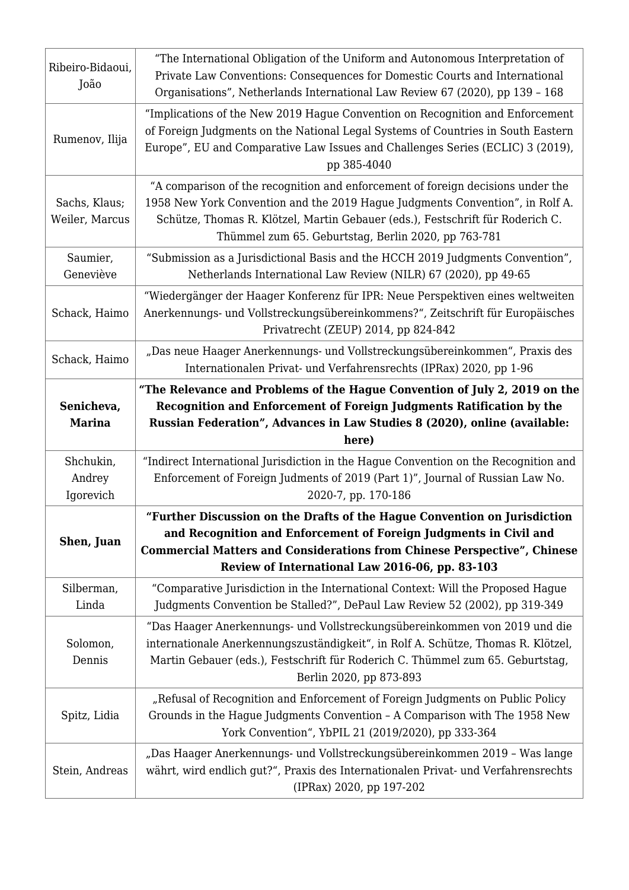| | |
|---|---|
| Ribeiro-Bidaoui, João | "The International Obligation of the Uniform and Autonomous Interpretation of Private Law Conventions: Consequences for Domestic Courts and International Organisations", Netherlands International Law Review 67 (2020), pp 139 – 168 |
| Rumenov, Ilija | "Implications of the New 2019 Hague Convention on Recognition and Enforcement of Foreign Judgments on the National Legal Systems of Countries in South Eastern Europe", EU and Comparative Law Issues and Challenges Series (ECLIC) 3 (2019), pp 385-4040 |
| Sachs, Klaus; Weiler, Marcus | "A comparison of the recognition and enforcement of foreign decisions under the 1958 New York Convention and the 2019 Hague Judgments Convention", in Rolf A. Schütze, Thomas R. Klötzel, Martin Gebauer (eds.), Festschrift für Roderich C. Thümmel zum 65. Geburtstag, Berlin 2020, pp 763-781 |
| Saumier, Geneviève | "Submission as a Jurisdictional Basis and the HCCH 2019 Judgments Convention", Netherlands International Law Review (NILR) 67 (2020), pp 49-65 |
| Schack, Haimo | "Wiedergänger der Haager Konferenz für IPR: Neue Perspektiven eines weltweiten Anerkennungs- und Vollstreckungsübereinkommens?", Zeitschrift für Europäisches Privatrecht (ZEUP) 2014, pp 824-842 |
| Schack, Haimo | „Das neue Haager Anerkennungs- und Vollstreckungsübereinkommen", Praxis des Internationalen Privat- und Verfahrensrechts (IPRax) 2020, pp 1-96 |
| **Senicheva, Marina** | **"The Relevance and Problems of the Hague Convention of July 2, 2019 on the Recognition and Enforcement of Foreign Judgments Ratification by the Russian Federation", Advances in Law Studies 8 (2020), online (available: here)** |
| Shchukin, Andrey Igorevich | "Indirect International Jurisdiction in the Hague Convention on the Recognition and Enforcement of Foreign Judments of 2019 (Part 1)", Journal of Russian Law No. 2020-7, pp. 170-186 |
| **Shen, Juan** | **"Further Discussion on the Drafts of the Hague Convention on Jurisdiction and Recognition and Enforcement of Foreign Judgments in Civil and Commercial Matters and Considerations from Chinese Perspective", Chinese Review of International Law 2016-06, pp. 83-103** |
| Silberman, Linda | "Comparative Jurisdiction in the International Context: Will the Proposed Hague Judgments Convention be Stalled?", DePaul Law Review 52 (2002), pp 319-349 |
| Solomon, Dennis | "Das Haager Anerkennungs- und Vollstreckungsübereinkommen von 2019 und die internationale Anerkennungszuständigkeit", in Rolf A. Schütze, Thomas R. Klötzel, Martin Gebauer (eds.), Festschrift für Roderich C. Thümmel zum 65. Geburtstag, Berlin 2020, pp 873-893 |
| Spitz, Lidia | „Refusal of Recognition and Enforcement of Foreign Judgments on Public Policy Grounds in the Hague Judgments Convention – A Comparison with The 1958 New York Convention", YbPIL 21 (2019/2020), pp 333-364 |
| Stein, Andreas | „Das Haager Anerkennungs- und Vollstreckungsübereinkommen 2019 – Was lange währt, wird endlich gut?", Praxis des Internationalen Privat- und Verfahrensrechts (IPRax) 2020, pp 197-202 |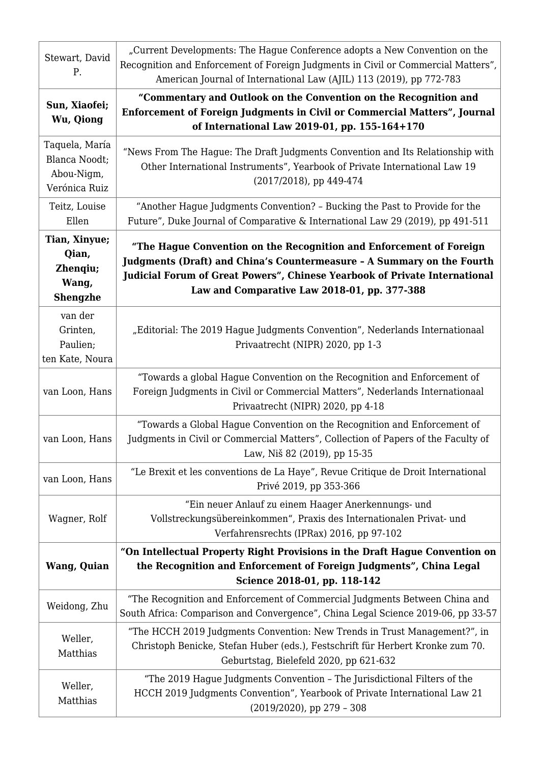| | |
|---|---|
| Stewart, David P. | „Current Developments: The Hague Conference adopts a New Convention on the Recognition and Enforcement of Foreign Judgments in Civil or Commercial Matters", American Journal of International Law (AJIL) 113 (2019), pp 772-783 |
| **Sun, Xiaofei; Wu, Qiong** | **"Commentary and Outlook on the Convention on the Recognition and Enforcement of Foreign Judgments in Civil or Commercial Matters", Journal of International Law 2019-01, pp. 155-164+170** |
| Taquela, María Blanca Noodt; Abou-Nigm, Verónica Ruiz | "News From The Hague: The Draft Judgments Convention and Its Relationship with Other International Instruments", Yearbook of Private International Law 19 (2017/2018), pp 449-474 |
| Teitz, Louise Ellen | "Another Hague Judgments Convention? – Bucking the Past to Provide for the Future", Duke Journal of Comparative & International Law 29 (2019), pp 491-511 |
| **Tian, Xinyue; Qian, Zhenqiu; Wang, Shengzhe** | **"The Hague Convention on the Recognition and Enforcement of Foreign Judgments (Draft) and China's Countermeasure – A Summary on the Fourth Judicial Forum of Great Powers", Chinese Yearbook of Private International Law and Comparative Law 2018-01, pp. 377-388** |
| van der Grinten, Paulien; ten Kate, Noura | „Editorial: The 2019 Hague Judgments Convention", Nederlands Internationaal Privaatrecht (NIPR) 2020, pp 1-3 |
| van Loon, Hans | "Towards a global Hague Convention on the Recognition and Enforcement of Foreign Judgments in Civil or Commercial Matters", Nederlands Internationaal Privaatrecht (NIPR) 2020, pp 4-18 |
| van Loon, Hans | "Towards a Global Hague Convention on the Recognition and Enforcement of Judgments in Civil or Commercial Matters", Collection of Papers of the Faculty of Law, Niš 82 (2019), pp 15-35 |
| van Loon, Hans | "Le Brexit et les conventions de La Haye", Revue Critique de Droit International Privé 2019, pp 353-366 |
| Wagner, Rolf | "Ein neuer Anlauf zu einem Haager Anerkennungs- und Vollstreckungsübereinkommen", Praxis des Internationalen Privat- und Verfahrensrechts (IPRax) 2016, pp 97-102 |
| **Wang, Quian** | **"On Intellectual Property Right Provisions in the Draft Hague Convention on the Recognition and Enforcement of Foreign Judgments", China Legal Science 2018-01, pp. 118-142** |
| Weidong, Zhu | "The Recognition and Enforcement of Commercial Judgments Between China and South Africa: Comparison and Convergence", China Legal Science 2019-06, pp 33-57 |
| Weller, Matthias | "The HCCH 2019 Judgments Convention: New Trends in Trust Management?", in Christoph Benicke, Stefan Huber (eds.), Festschrift für Herbert Kronke zum 70. Geburtstag, Bielefeld 2020, pp 621-632 |
| Weller, Matthias | "The 2019 Hague Judgments Convention – The Jurisdictional Filters of the HCCH 2019 Judgments Convention", Yearbook of Private International Law 21 (2019/2020), pp 279 – 308 |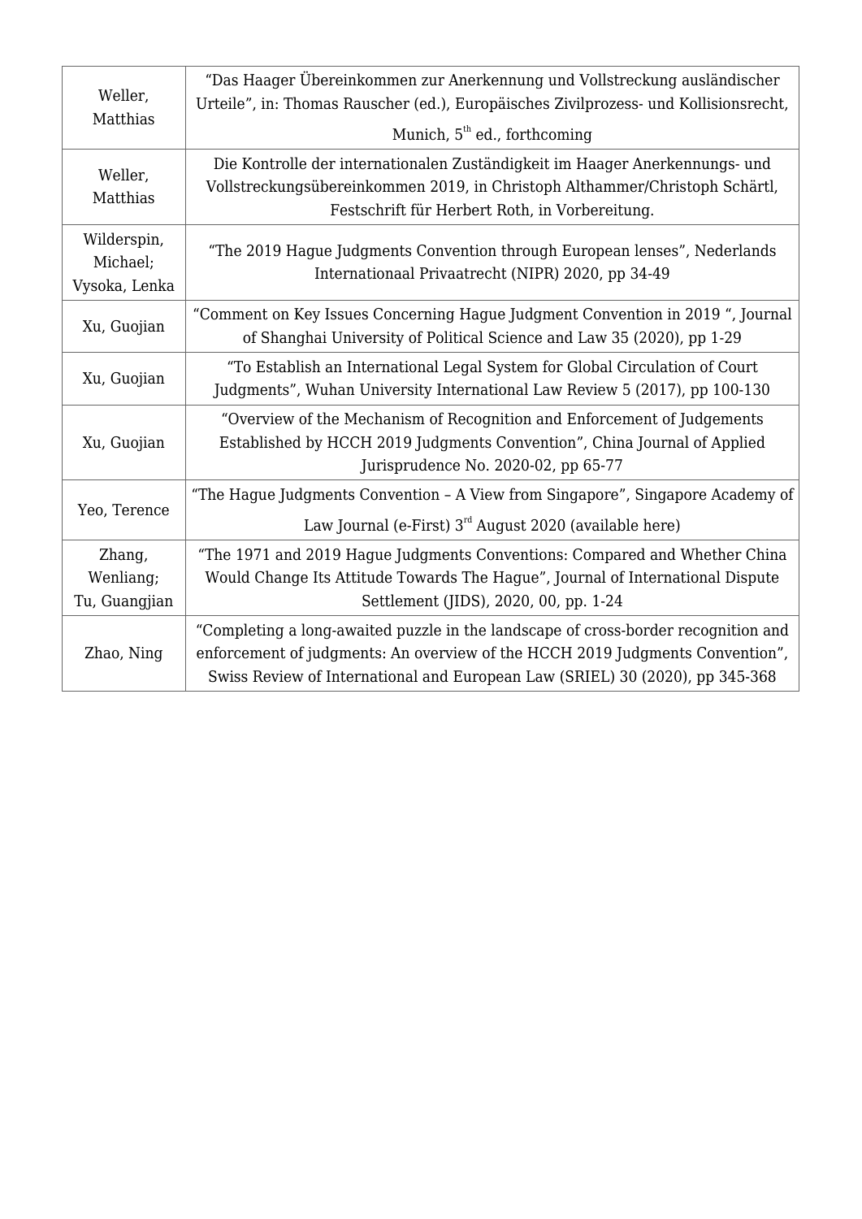| | |
|---|---|
| Weller, Matthias | "Das Haager Übereinkommen zur Anerkennung und Vollstreckung ausländischer Urteile", in: Thomas Rauscher (ed.), Europäisches Zivilprozess- und Kollisionsrecht, Munich, 5th ed., forthcoming |
| Weller, Matthias | Die Kontrolle der internationalen Zuständigkeit im Haager Anerkennungs- und Vollstreckungsübereinkommen 2019, in Christoph Althammer/Christoph Schärtl, Festschrift für Herbert Roth, in Vorbereitung. |
| Wilderspin, Michael; Vysoka, Lenka | "The 2019 Hague Judgments Convention through European lenses", Nederlands Internationaal Privaatrecht (NIPR) 2020, pp 34-49 |
| Xu, Guojian | "Comment on Key Issues Concerning Hague Judgment Convention in 2019 ", Journal of Shanghai University of Political Science and Law 35 (2020), pp 1-29 |
| Xu, Guojian | "To Establish an International Legal System for Global Circulation of Court Judgments", Wuhan University International Law Review 5 (2017), pp 100-130 |
| Xu, Guojian | "Overview of the Mechanism of Recognition and Enforcement of Judgements Established by HCCH 2019 Judgments Convention", China Journal of Applied Jurisprudence No. 2020-02, pp 65-77 |
| Yeo, Terence | "The Hague Judgments Convention – A View from Singapore", Singapore Academy of Law Journal (e-First) 3rd August 2020 (available here) |
| Zhang, Wenliang; Tu, Guangjian | "The 1971 and 2019 Hague Judgments Conventions: Compared and Whether China Would Change Its Attitude Towards The Hague", Journal of International Dispute Settlement (JIDS), 2020, 00, pp. 1-24 |
| Zhao, Ning | "Completing a long-awaited puzzle in the landscape of cross-border recognition and enforcement of judgments: An overview of the HCCH 2019 Judgments Convention", Swiss Review of International and European Law (SRIEL) 30 (2020), pp 345-368 |